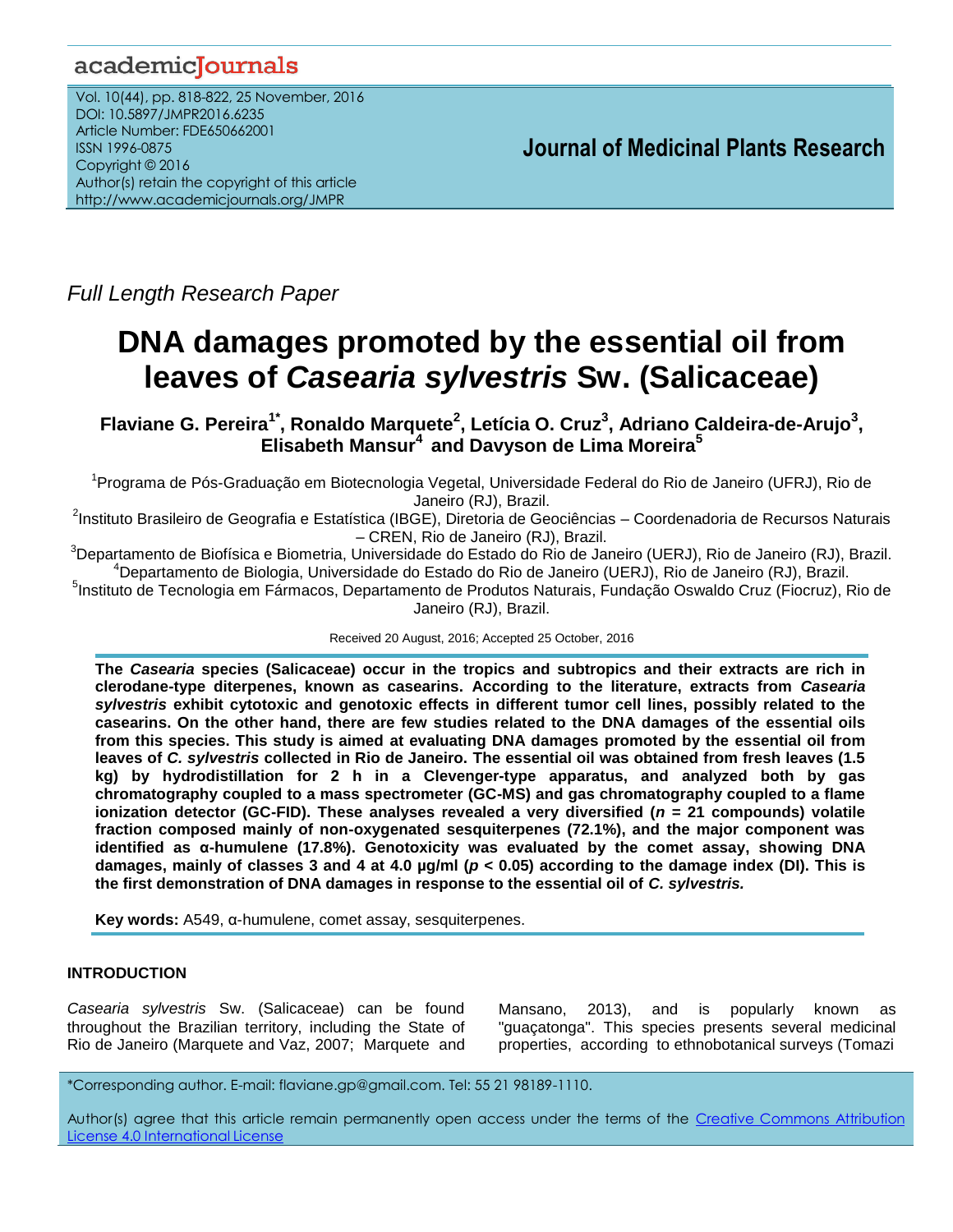*Full Length Research Paper*

# DNA damages promoted by the essential oil from leaves of *Casearia sylvestris* Sw. (Salicaceae)

**Flaviane G. Pereira[1*], Ronaldo Marquete[2], Letícia O. Cruz[3], Adriano Caldeira-de-Arujo[3], Elisabeth Mansur[4] and Davyson de Lima Moreira[5]**

[1]Programa de Pós-Graduação em Biotecnologia Vegetal, Universidade Federal do Rio de Janeiro (UFRJ), Rio de Janeiro (RJ), Brazil.

[2]Instituto Brasileiro de Geografia e Estatística (IBGE), Diretoria de Geociências – Coordenadoria de Recursos Naturais – CREN, Rio de Janeiro (RJ), Brazil.

[3]Departamento de Biofísica e Biometria, Universidade do Estado do Rio de Janeiro (UERJ), Rio de Janeiro (RJ), Brazil.

[4]Departamento de Biologia, Universidade do Estado do Rio de Janeiro (UERJ), Rio de Janeiro (RJ), Brazil.

[5]Instituto de Tecnologia em Fármacos, Departamento de Produtos Naturais, Fundação Oswaldo Cruz (Fiocruz), Rio de Janeiro (RJ), Brazil.

Received 20 August, 2016; Accepted 25 October, 2016

**The *Casearia* species (Salicaceae) occur in the tropics and subtropics and their extracts are rich in clerodane-type diterpenes, known as casearins. According to the literature, extracts from *Casearia sylvestris* exhibit cytotoxic and genotoxic effects in different tumor cell lines, possibly related to the casearins. On the other hand, there are few studies related to the DNA damages of the essential oils from this species. This study is aimed at evaluating DNA damages promoted by the essential oil from leaves of *C. sylvestris* collected in Rio de Janeiro. The essential oil was obtained from fresh leaves (1.5 kg) by hydrodistillation for 2 h in a Clevenger-type apparatus, and analyzed both by gas chromatography coupled to a mass spectrometer (GC-MS) and gas chromatography coupled to a flame ionization detector (GC-FID). These analyses revealed a very diversified ($n$ = 21 compounds) volatile fraction composed mainly of non-oxygenated sesquiterpenes (72.1%), and the major component was identified as α-humulene (17.8%). Genotoxicity was evaluated by the comet assay, showing DNA damages, mainly of classes 3 and 4 at 4.0 µg/ml ($p < 0.05$) according to the damage index (DI). This is the first demonstration of DNA damages in response to the essential oil of *C. sylvestris.***

**Key words:** A549, α-humulene, comet assay, sesquiterpenes.

## INTRODUCTION

*Casearia sylvestris* Sw. (Salicaceae) can be found throughout the Brazilian territory, including the State of Rio de Janeiro (Marquete and Vaz, 2007; Marquete and Mansano, 2013), and is popularly known as "guaçatonga". This species presents several medicinal properties, according to ethnobotanical surveys (Tomazi

*Corresponding author. E-mail: flaviane.gp@gmail.com. Tel: 55 21 98189-1110.

Author(s) agree that this article remain permanently open access under the terms of the Creative Commons Attribution License 4.0 International License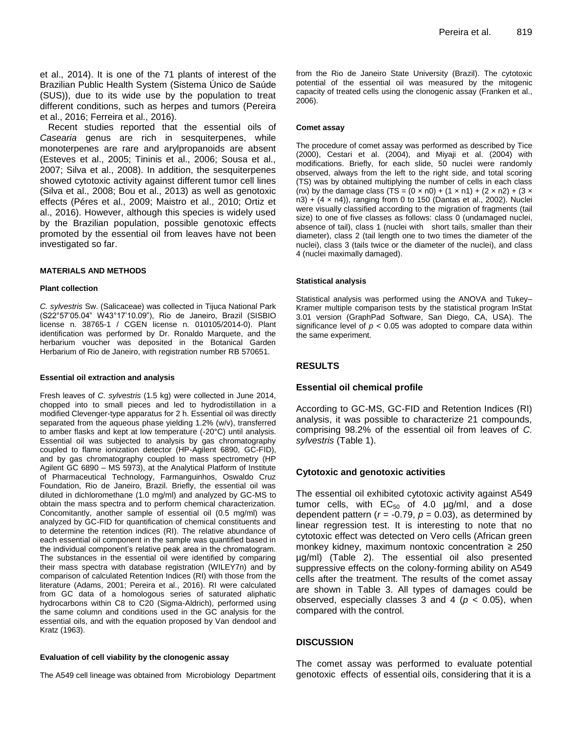et al., 2014). It is one of the 71 plants of interest of the Brazilian Public Health System (Sistema Único de Saúde (SUS)), due to its wide use by the population to treat different conditions, such as herpes and tumors (Pereira et al., 2016; Ferreira et al., 2016).

Recent studies reported that the essential oils of *Casearia* genus are rich in sesquiterpenes, while monoterpenes are rare and arylpropanoids are absent (Esteves et al., 2005; Tininis et al., 2006; Sousa et al., 2007; Silva et al., 2008). In addition, the sesquiterpenes showed cytotoxic activity against different tumor cell lines (Silva et al., 2008; Bou et al., 2013) as well as genotoxic effects (Péres et al., 2009; Maistro et al., 2010; Ortiz et al., 2016). However, although this species is widely used by the Brazilian population, possible genotoxic effects promoted by the essential oil from leaves have not been investigated so far.

## MATERIALS AND METHODS

### Plant collection

*C. sylvestris* Sw. (Salicaceae) was collected in Tijuca National Park (S22°57'05.04" W43°17'10.09"), Rio de Janeiro, Brazil (SISBIO license n. 38765-1 / CGEN license n. 010105/2014-0). Plant identification was performed by Dr. Ronaldo Marquete, and the herbarium voucher was deposited in the Botanical Garden Herbarium of Rio de Janeiro, with registration number RB 570651.

### Essential oil extraction and analysis

Fresh leaves of *C. sylvestris* (1.5 kg) were collected in June 2014, chopped into to small pieces and led to hydrodistillation in a modified Clevenger-type apparatus for 2 h. Essential oil was directly separated from the aqueous phase yielding 1.2% (w/v), transferred to amber flasks and kept at low temperature (-20°C) until analysis. Essential oil was subjected to analysis by gas chromatography coupled to flame ionization detector (HP-Agilent 6890, GC-FID), and by gas chromatography coupled to mass spectrometry (HP Agilent GC 6890 – MS 5973), at the Analytical Platform of Institute of Pharmaceutical Technology, Farmanguinhos, Oswaldo Cruz Foundation, Rio de Janeiro, Brazil. Briefly, the essential oil was diluted in dichloromethane (1.0 mg/ml) and analyzed by GC-MS to obtain the mass spectra and to perform chemical characterization. Concomitantly, another sample of essential oil (0.5 mg/ml) was analyzed by GC-FID for quantification of chemical constituents and to determine the retention indices (RI). The relative abundance of each essential oil component in the sample was quantified based in the individual component's relative peak area in the chromatogram. The substances in the essential oil were identified by comparing their mass spectra with database registration (WILEY7n) and by comparison of calculated Retention Indices (RI) with those from the literature (Adams, 2001; Pereira et al., 2016). RI were calculated from GC data of a homologous series of saturated aliphatic hydrocarbons within C8 to C20 (Sigma-Aldrich), performed using the same column and conditions used in the GC analysis for the essential oils, and with the equation proposed by Van dendool and Kratz (1963).

### Evaluation of cell viability by the clonogenic assay

The A549 cell lineage was obtained from Microbiology Department from the Rio de Janeiro State University (Brazil). The cytotoxic potential of the essential oil was measured by the mitogenic capacity of treated cells using the clonogenic assay (Franken et al., 2006).

### Comet assay

The procedure of comet assay was performed as described by Tice (2000), Cestari et al. (2004), and Miyaji et al. (2004) with modifications. Briefly, for each slide, 50 nuclei were randomly observed, always from the left to the right side, and total scoring (TS) was by obtained multiplying the number of cells in each class (nx) by the damage class (TS = $(0 \times n0) + (1 \times n1) + (2 \times n2) + (3 \times n3) + (4 \times n4)$), ranging from 0 to 150 (Dantas et al., 2002). Nuclei were visually classified according to the migration of fragments (tail size) to one of five classes as follows: class 0 (undamaged nuclei, absence of tail), class 1 (nuclei with short tails, smaller than their diameter), class 2 (tail length one to two times the diameter of the nuclei), class 3 (tails twice or the diameter of the nuclei), and class 4 (nuclei maximally damaged).

### Statistical analysis

Statistical analysis was performed using the ANOVA and Tukey–Kramer multiple comparison tests by the statistical program InStat 3.01 version (GraphPad Software, San Diego, CA, USA). The significance level of $p < 0.05$ was adopted to compare data within the same experiment.

## RESULTS

### Essential oil chemical profile

According to GC-MS, GC-FID and Retention Indices (RI) analysis, it was possible to characterize 21 compounds, comprising 98.2% of the essential oil from leaves of *C. sylvestris* (Table 1).

### Cytotoxic and genotoxic activities

The essential oil exhibited cytotoxic activity against A549 tumor cells, with $EC_{50}$ of 4.0 µg/ml, and a dose dependent pattern ($r = -0.79$, $p = 0.03$), as determined by linear regression test. It is interesting to note that no cytotoxic effect was detected on Vero cells (African green monkey kidney, maximum nontoxic concentration ≥ 250 µg/ml) (Table 2). The essential oil also presented suppressive effects on the colony-forming ability on A549 cells after the treatment. The results of the comet assay are shown in Table 3. All types of damages could be observed, especially classes 3 and 4 ($p < 0.05$), when compared with the control.

## DISCUSSION

The comet assay was performed to evaluate potential genotoxic effects of essential oils, considering that it is a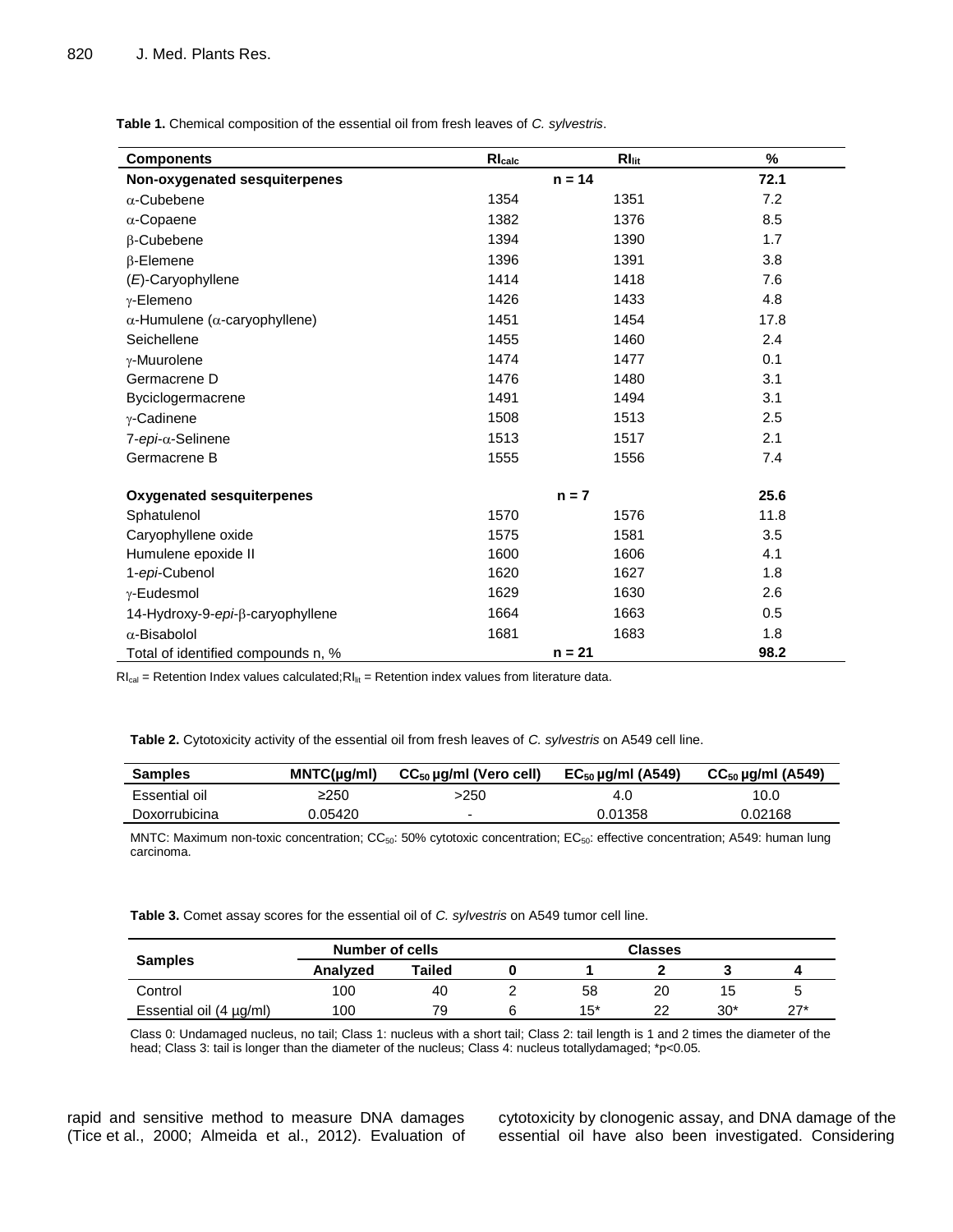**Table 1.** Chemical composition of the essential oil from fresh leaves of *C. sylvestris*.

| Components | $RI_{calc}$ | $RI_{lit}$ | % |
|---|---|---|---|
| **Non-oxygenated sesquiterpenes** | **n = 14** | | **72.1** |
| α-Cubebene | 1354 | 1351 | 7.2 |
| α-Copaene | 1382 | 1376 | 8.5 |
| β-Cubebene | 1394 | 1390 | 1.7 |
| β-Elemene | 1396 | 1391 | 3.8 |
| (*E*)-Caryophyllene | 1414 | 1418 | 7.6 |
| γ-Elemeno | 1426 | 1433 | 4.8 |
| α-Humulene (α-caryophyllene) | 1451 | 1454 | 17.8 |
| Seichellene | 1455 | 1460 | 2.4 |
| γ-Muurolene | 1474 | 1477 | 0.1 |
| Germacrene D | 1476 | 1480 | 3.1 |
| Byciclogermacrene | 1491 | 1494 | 3.1 |
| γ-Cadinene | 1508 | 1513 | 2.5 |
| 7-*epi*-α-Selinene | 1513 | 1517 | 2.1 |
| Germacrene B | 1555 | 1556 | 7.4 |
| **Oxygenated sesquiterpenes** | **n = 7** | | **25.6** |
| Sphatulenol | 1570 | 1576 | 11.8 |
| Caryophyllene oxide | 1575 | 1581 | 3.5 |
| Humulene epoxide II | 1600 | 1606 | 4.1 |
| 1-*epi*-Cubenol | 1620 | 1627 | 1.8 |
| γ-Eudesmol | 1629 | 1630 | 2.6 |
| 14-Hydroxy-9-*epi*-β-caryophyllene | 1664 | 1663 | 0.5 |
| α-Bisabolol | 1681 | 1683 | 1.8 |
| Total of identified compounds n, % | **n = 21** | | **98.2** |

$RI_{cal}$ = Retention Index values calculated; $RI_{lit}$ = Retention index values from literature data.

**Table 2.** Cytotoxicity activity of the essential oil from fresh leaves of *C. sylvestris* on A549 cell line.

| Samples | MNTC(µg/ml) | $CC_{50}$ µg/ml (Vero cell) | $EC_{50}$ µg/ml (A549) | $CC_{50}$ µg/ml (A549) |
|---|---|---|---|---|
| Essential oil | ≥250 | >250 | 4.0 | 10.0 |
| Doxorrubicina | 0.05420 | - | 0.01358 | 0.02168 |

MNTC: Maximum non-toxic concentration; $CC_{50}$: 50% cytotoxic concentration; $EC_{50}$: effective concentration; A549: human lung carcinoma.

**Table 3.** Comet assay scores for the essential oil of *C. sylvestris* on A549 tumor cell line.

| Samples | Number of cells | | Classes | | | | |
|---|---|---|---|---|---|---|---|
| | Analyzed | Tailed | 0 | 1 | 2 | 3 | 4 |
| Control | 100 | 40 | 2 | 58 | 20 | 15 | 5 |
| Essential oil (4 µg/ml) | 100 | 79 | 6 | 15* | 22 | 30* | 27* |

Class 0: Undamaged nucleus, no tail; Class 1: nucleus with a short tail; Class 2: tail length is 1 and 2 times the diameter of the head; Class 3: tail is longer than the diameter of the nucleus; Class 4: nucleus totallydamaged; *p<0.05.

rapid and sensitive method to measure DNA damages (Tice et al., 2000; Almeida et al., 2012). Evaluation of cytotoxicity by clonogenic assay, and DNA damage of the essential oil have also been investigated. Considering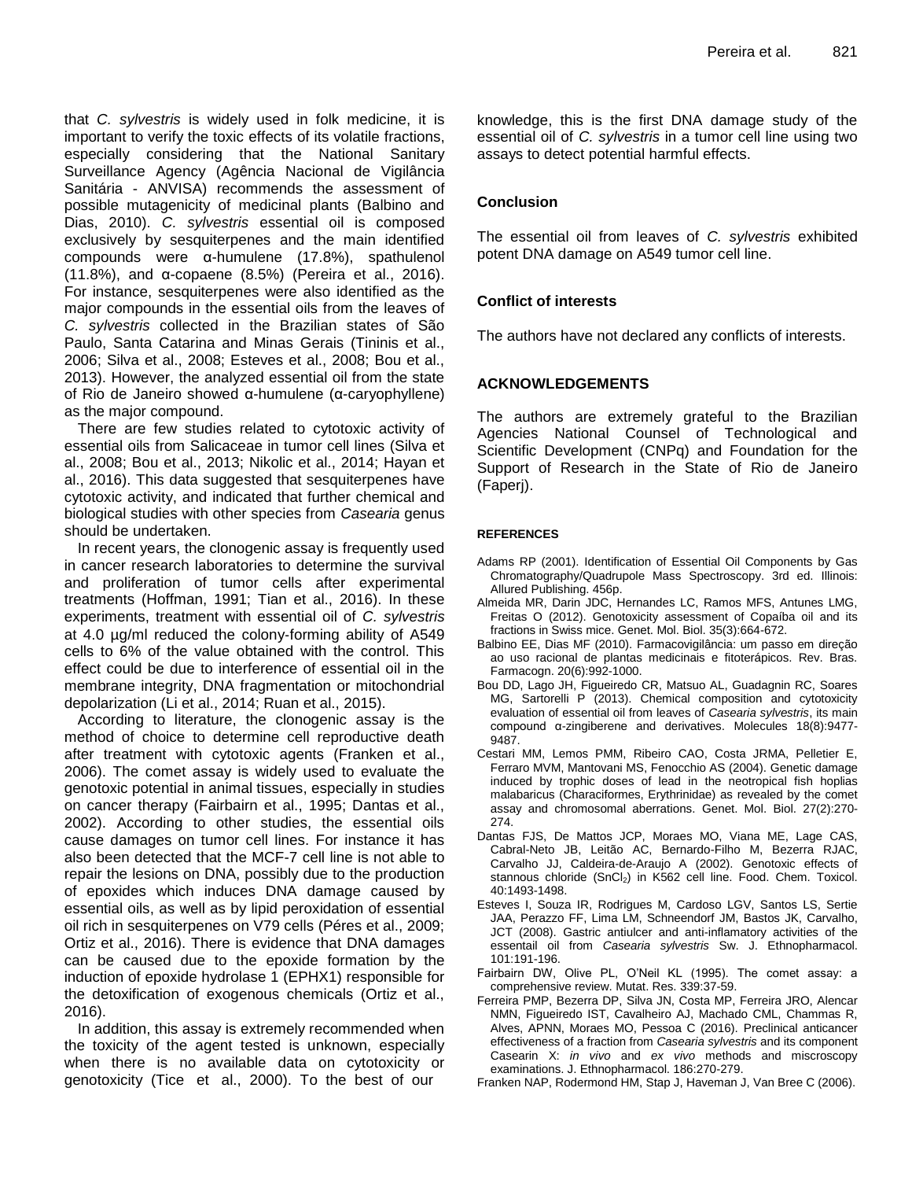that *C. sylvestris* is widely used in folk medicine, it is important to verify the toxic effects of its volatile fractions, especially considering that the National Sanitary Surveillance Agency (Agência Nacional de Vigilância Sanitária - ANVISA) recommends the assessment of possible mutagenicity of medicinal plants (Balbino and Dias, 2010). *C. sylvestris* essential oil is composed exclusively by sesquiterpenes and the main identified compounds were α-humulene (17.8%), spathulenol (11.8%), and α-copaene (8.5%) (Pereira et al., 2016). For instance, sesquiterpenes were also identified as the major compounds in the essential oils from the leaves of *C. sylvestris* collected in the Brazilian states of São Paulo, Santa Catarina and Minas Gerais (Tininis et al., 2006; Silva et al., 2008; Esteves et al., 2008; Bou et al., 2013). However, the analyzed essential oil from the state of Rio de Janeiro showed α-humulene (α-caryophyllene) as the major compound.

There are few studies related to cytotoxic activity of essential oils from Salicaceae in tumor cell lines (Silva et al., 2008; Bou et al., 2013; Nikolic et al., 2014; Hayan et al., 2016). This data suggested that sesquiterpenes have cytotoxic activity, and indicated that further chemical and biological studies with other species from *Casearia* genus should be undertaken.

In recent years, the clonogenic assay is frequently used in cancer research laboratories to determine the survival and proliferation of tumor cells after experimental treatments (Hoffman, 1991; Tian et al., 2016). In these experiments, treatment with essential oil of *C. sylvestris* at 4.0 µg/ml reduced the colony-forming ability of A549 cells to 6% of the value obtained with the control. This effect could be due to interference of essential oil in the membrane integrity, DNA fragmentation or mitochondrial depolarization (Li et al., 2014; Ruan et al., 2015).

According to literature, the clonogenic assay is the method of choice to determine cell reproductive death after treatment with cytotoxic agents (Franken et al., 2006). The comet assay is widely used to evaluate the genotoxic potential in animal tissues, especially in studies on cancer therapy (Fairbairn et al., 1995; Dantas et al., 2002). According to other studies, the essential oils cause damages on tumor cell lines. For instance it has also been detected that the MCF-7 cell line is not able to repair the lesions on DNA, possibly due to the production of epoxides which induces DNA damage caused by essential oils, as well as by lipid peroxidation of essential oil rich in sesquiterpenes on V79 cells (Péres et al., 2009; Ortiz et al., 2016). There is evidence that DNA damages can be caused due to the epoxide formation by the induction of epoxide hydrolase 1 (EPHX1) responsible for the detoxification of exogenous chemicals (Ortiz et al., 2016).

In addition, this assay is extremely recommended when the toxicity of the agent tested is unknown, especially when there is no available data on cytotoxicity or genotoxicity (Tice et al., 2000). To the best of our knowledge, this is the first DNA damage study of the essential oil of *C. sylvestris* in a tumor cell line using two assays to detect potential harmful effects.

## Conclusion

The essential oil from leaves of *C. sylvestris* exhibited potent DNA damage on A549 tumor cell line.

## Conflict of interests

The authors have not declared any conflicts of interests.

## ACKNOWLEDGEMENTS

The authors are extremely grateful to the Brazilian Agencies National Counsel of Technological and Scientific Development (CNPq) and Foundation for the Support of Research in the State of Rio de Janeiro (Faperj).

## REFERENCES

Adams RP (2001). Identification of Essential Oil Components by Gas Chromatography/Quadrupole Mass Spectroscopy. 3rd ed. Illinois: Allured Publishing. 456p.

Almeida MR, Darin JDC, Hernandes LC, Ramos MFS, Antunes LMG, Freitas O (2012). Genotoxicity assessment of Copaíba oil and its fractions in Swiss mice. Genet. Mol. Biol. 35(3):664-672.

Balbino EE, Dias MF (2010). Farmacovigilância: um passo em direção ao uso racional de plantas medicinais e fitoterápicos. Rev. Bras. Farmacogn. 20(6):992-1000.

Bou DD, Lago JH, Figueiredo CR, Matsuo AL, Guadagnin RC, Soares MG, Sartorelli P (2013). Chemical composition and cytotoxicity evaluation of essential oil from leaves of *Casearia sylvestris*, its main compound α-zingiberene and derivatives. Molecules 18(8):9477-9487.

Cestari MM, Lemos PMM, Ribeiro CAO, Costa JRMA, Pelletier E, Ferraro MVM, Mantovani MS, Fenocchio AS (2004). Genetic damage induced by trophic doses of lead in the neotropical fish hoplias malabaricus (Characiformes, Erythrinidae) as revealed by the comet assay and chromosomal aberrations. Genet. Mol. Biol. 27(2):270-274.

Dantas FJS, De Mattos JCP, Moraes MO, Viana ME, Lage CAS, Cabral-Neto JB, Leitão AC, Bernardo-Filho M, Bezerra RJAC, Carvalho JJ, Caldeira-de-Araujo A (2002). Genotoxic effects of stannous chloride ($SnCl_2$) in K562 cell line. Food. Chem. Toxicol. 40:1493-1498.

Esteves I, Souza IR, Rodrigues M, Cardoso LGV, Santos LS, Sertie JAA, Perazzo FF, Lima LM, Schneendorf JM, Bastos JK, Carvalho, JCT (2008). Gastric antiulcer and anti-inflamatory activities of the essentail oil from *Casearia sylvestris* Sw. J. Ethnopharmacol. 101:191-196.

Fairbairn DW, Olive PL, O'Neil KL (1995). The comet assay: a comprehensive review. Mutat. Res. 339:37-59.

Ferreira PMP, Bezerra DP, Silva JN, Costa MP, Ferreira JRO, Alencar NMN, Figueiredo IST, Cavalheiro AJ, Machado CML, Chammas R, Alves, APNM, Moraes MO, Pessoa C (2016). Preclinical anticancer effectiveness of a fraction from *Casearia sylvestris* and its component Casearin X: *in vivo* and *ex vivo* methods and miscroscopy examinations. J. Ethnopharmacol. 186:270-279.

Franken NAP, Rodermond HM, Stap J, Haveman J, Van Bree C (2006).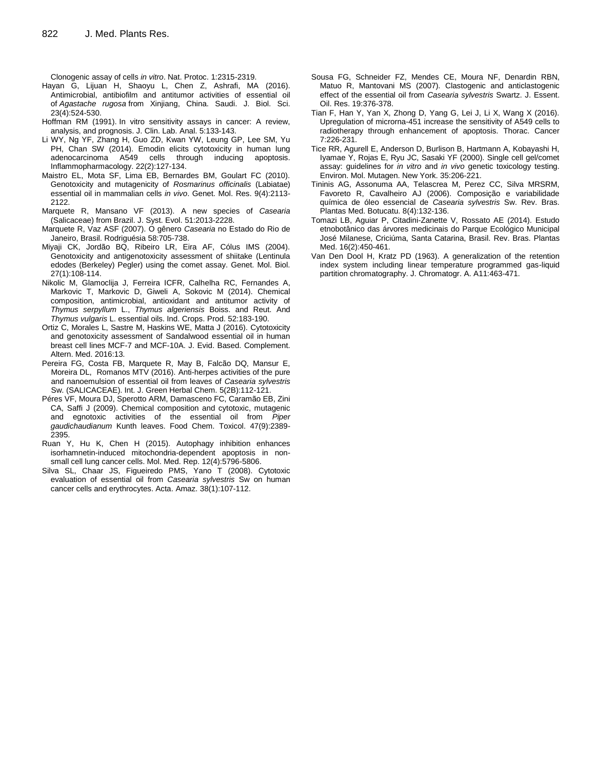Clonogenic assay of cells *in vitro*. Nat. Protoc. 1:2315-2319.

Hayan G, Lijuan H, Shaoyu L, Chen Z, Ashrafi, MA (2016). Antimicrobial, antibiofilm and antitumor activities of essential oil of *Agastache rugosa* from Xinjiang, China. Saudi. J. Biol. Sci. 23(4):524-530.

Hoffman RM (1991). In vitro sensitivity assays in cancer: A review, analysis, and prognosis. J. Clin. Lab. Anal. 5:133-143.

Li WY, Ng YF, Zhang H, Guo ZD, Kwan YW, Leung GP, Lee SM, Yu PH, Chan SW (2014). Emodin elicits cytotoxicity in human lung adenocarcinoma A549 cells through inducing apoptosis. Inflammopharmacology. 22(2):127-134.

Maistro EL, Mota SF, Lima EB, Bernardes BM, Goulart FC (2010). Genotoxicity and mutagenicity of *Rosmarinus officinalis* (Labiatae) essential oil in mammalian cells *in vivo*. Genet. Mol. Res. 9(4):2113-2122.

Marquete R, Mansano VF (2013). A new species of *Casearia* (Salicaceae) from Brazil. J. Syst. Evol. 51:2013-2228.

Marquete R, Vaz ASF (2007). O gênero *Casearia* no Estado do Rio de Janeiro, Brasil. Rodriguésia 58:705-738.

Miyaji CK, Jordão BQ, Ribeiro LR, Eira AF, Cólus IMS (2004). Genotoxicity and antigenotoxicity assessment of shiitake (Lentinula edodes (Berkeley) Pegler) using the comet assay. Genet. Mol. Biol. 27(1):108-114.

Nikolic M, Glamoclija J, Ferreira ICFR, Calhelha RC, Fernandes A, Markovic T, Markovic D, Giweli A, Sokovic M (2014). Chemical composition, antimicrobial, antioxidant and antitumor activity of *Thymus serpyllum* L., *Thymus algeriensis* Boiss. and Reut. And *Thymus vulgaris* L. essential oils. Ind. Crops. Prod. 52:183-190.

Ortiz C, Morales L, Sastre M, Haskins WE, Matta J (2016). Cytotoxicity and genotoxicity assessment of Sandalwood essential oil in human breast cell lines MCF-7 and MCF-10A. J. Evid. Based. Complement. Altern. Med. 2016:13.

Pereira FG, Costa FB, Marquete R, May B, Falcão DQ, Mansur E, Moreira DL, Romanos MTV (2016). Anti-herpes activities of the pure and nanoemulsion of essential oil from leaves of *Casearia sylvestris* Sw. (SALICACEAE). Int. J. Green Herbal Chem. 5(2B):112-121.

Péres VF, Moura DJ, Sperotto ARM, Damasceno FC, Caramão EB, Zini CA, Saffi J (2009). Chemical composition and cytotoxic, mutagenic and egnotoxic activities of the essential oil from *Piper gaudichaudianum* Kunth leaves. Food Chem. Toxicol. 47(9):2389-2395.

Ruan Y, Hu K, Chen H (2015). Autophagy inhibition enhances isorhamnetin-induced mitochondria-dependent apoptosis in non-small cell lung cancer cells. Mol. Med. Rep. 12(4):5796-5806.

Silva SL, Chaar JS, Figueiredo PMS, Yano T (2008). Cytotoxic evaluation of essential oil from *Casearia sylvestris* Sw on human cancer cells and erythrocytes. Acta. Amaz. 38(1):107-112.

Sousa FG, Schneider FZ, Mendes CE, Moura NF, Denardin RBN, Matuo R, Mantovani MS (2007). Clastogenic and anticlastogenic effect of the essential oil from *Casearia sylvestris* Swartz. J. Essent. Oil. Res. 19:376-378.

Tian F, Han Y, Yan X, Zhong D, Yang G, Lei J, Li X, Wang X (2016). Upregulation of microrna-451 increase the sensitivity of A549 cells to radiotherapy through enhancement of apoptosis. Thorac. Cancer 7:226-231.

Tice RR, Agurell E, Anderson D, Burlison B, Hartmann A, Kobayashi H, Iyamae Y, Rojas E, Ryu JC, Sasaki YF (2000). Single cell gel/comet assay: guidelines for *in vitro* and *in vivo* genetic toxicology testing. Environ. Mol. Mutagen. New York. 35:206-221.

Tininis AG, Assonuma AA, Telascrea M, Perez CC, Silva MRSRM, Favoreto R, Cavalheiro AJ (2006). Composição e variabilidade química de óleo essencial de *Casearia sylvestris* Sw. Rev. Bras. Plantas Med. Botucatu. 8(4):132-136.

Tomazi LB, Aguiar P, Citadini-Zanette V, Rossato AE (2014). Estudo etnobotânico das árvores medicinais do Parque Ecológico Municipal José Milanese, Criciúma, Santa Catarina, Brasil. Rev. Bras. Plantas Med. 16(2):450-461.

Van Den Dool H, Kratz PD (1963). A generalization of the retention index system including linear temperature programmed gas-liquid partition chromatography. J. Chromatogr. A. A11:463-471.